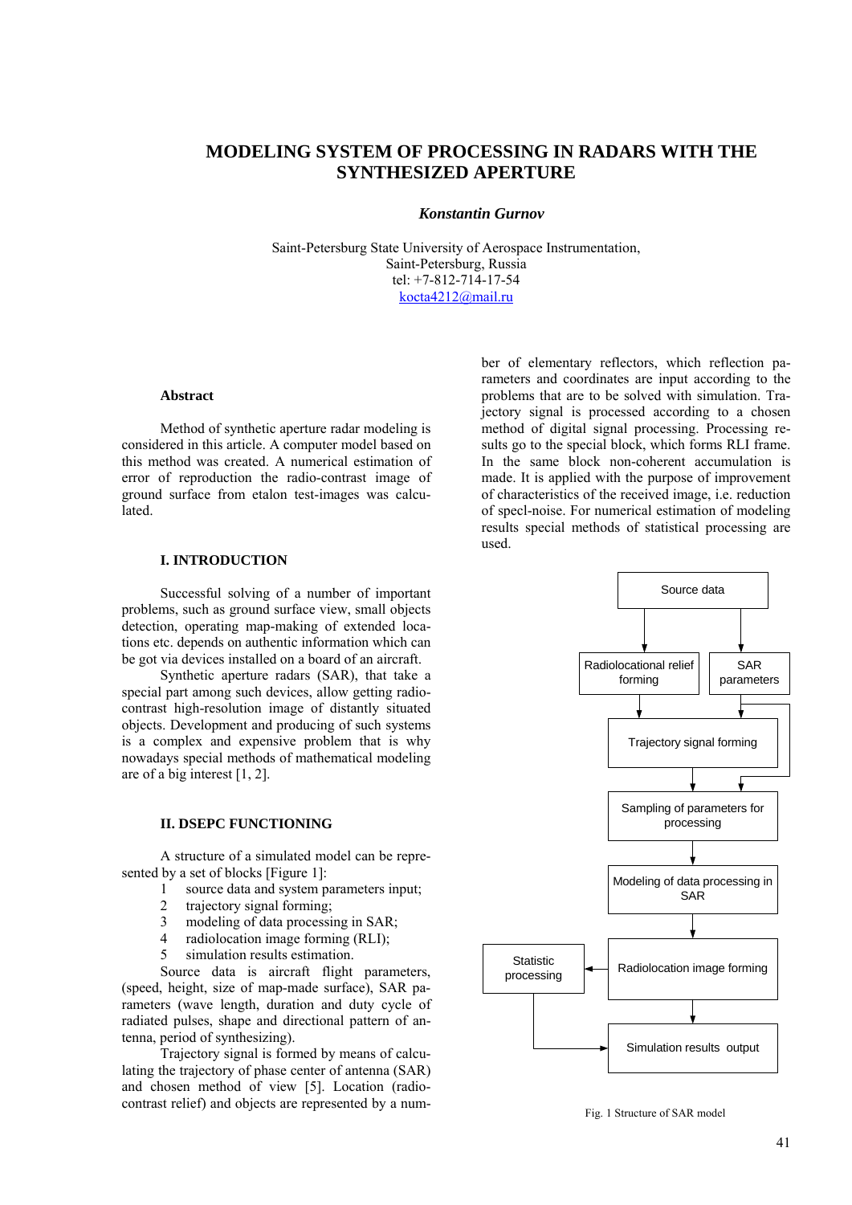# MODELING SYSTEM OF PROCESSING IN RADARS WITH THE SYNTHESIZED APERTURE

***Konstantin Gurnov***

Saint-Petersburg State University of Aerospace Instrumentation,
Saint-Petersburg, Russia
tel: +7-812-714-17-54
kocta4212@mail.ru

## Abstract

Method of synthetic aperture radar modeling is considered in this article. A computer model based on this method was created. A numerical estimation of error of reproduction the radio-contrast image of ground surface from etalon test-images was calculated.

## I. INTRODUCTION

Successful solving of a number of important problems, such as ground surface view, small objects detection, operating map-making of extended locations etc. depends on authentic information which can be got via devices installed on a board of an aircraft.

Synthetic aperture radars (SAR), that take a special part among such devices, allow getting radio-contrast high-resolution image of distantly situated objects. Development and producing of such systems is a complex and expensive problem that is why nowadays special methods of mathematical modeling are of a big interest [1, 2].

## II. DSEPC FUNCTIONING

A structure of a simulated model can be represented by a set of blocks [Figure 1]:

1. source data and system parameters input;
2. trajectory signal forming;
3. modeling of data processing in SAR;
4. radiolocation image forming (RLI);
5. simulation results estimation.

Source data is aircraft flight parameters, (speed, height, size of map-made surface), SAR parameters (wave length, duration and duty cycle of radiated pulses, shape and directional pattern of antenna, period of synthesizing).

Trajectory signal is formed by means of calculating the trajectory of phase center of antenna (SAR) and chosen method of view [5]. Location (radio-contrast relief) and objects are represented by a number of elementary reflectors, which reflection parameters and coordinates are input according to the problems that are to be solved with simulation. Trajectory signal is processed according to a chosen method of digital signal processing. Processing results go to the special block, which forms RLI frame. In the same block non-coherent accumulation is made. It is applied with the purpose of improvement of characteristics of the received image, i.e. reduction of specl-noise. For numerical estimation of modeling results special methods of statistical processing are used.

Source data → Radiolocational relief forming; SAR parameters → Trajectory signal forming → Sampling of parameters for processing → Modeling of data processing in SAR → Radiolocation image forming → Statistic processing; Simulation results output

Fig. 1 Structure of SAR model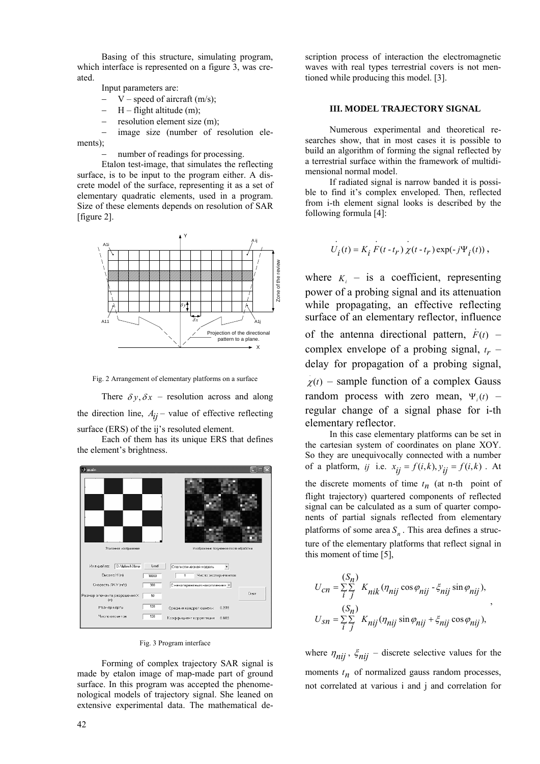Basing of this structure, simulating program, which interface is represented on a figure 3, was created.

Input parameters are:

- V – speed of aircraft (m/s);
- H – flight altitude (m);
- resolution element size (m);
- image size (number of resolution elements);
- number of readings for processing.

Etalon test-image, that simulates the reflecting surface, is to be input to the program either. A discrete model of the surface, representing it as a set of elementary quadratic elements, used in a program. Size of these elements depends on resolution of SAR [figure 2].

Fig. 2 Arrangement of elementary platforms on a surface

There $\delta y, \delta x$ – resolution across and along the direction line, $A_{ij}$ – value of effective reflecting surface (ERS) of the ij's resoluted element.

Each of them has its unique ERS that defines the element's brightness.

Fig. 3 Program interface

Forming of complex trajectory SAR signal is made by etalon image of map-made part of ground surface. In this program was accepted the phenomenological models of trajectory signal. She leaned on extensive experimental data. The mathematical description process of interaction the electromagnetic waves with real types terrestrial covers is not mentioned while producing this model. [3].

### III. MODEL TRAJECTORY SIGNAL

Numerous experimental and theoretical researches show, that in most cases it is possible to build an algorithm of forming the signal reflected by a terrestrial surface within the framework of multidimensional normal model.

If radiated signal is narrow banded it is possible to find it's complex enveloped. Then, reflected from i-th element signal looks is described by the following formula [4]:

$$\dot{U}_i(t) = K_i \dot{F}(t - t_r)\, \dot{\chi}(t - t_r) \exp(-j\Psi_i(t)),$$

where $K_i$ – is a coefficient, representing power of a probing signal and its attenuation while propagating, an effective reflecting surface of an elementary reflector, influence of the antenna directional pattern, $\dot{F}(t)$ – complex envelope of a probing signal, $t_r$ – delay for propagation of a probing signal, $\dot{\chi}(t)$ – sample function of a complex Gauss random process with zero mean, $\Psi_i(t)$ – regular change of a signal phase for i-th elementary reflector.

In this case elementary platforms can be set in the cartesian system of coordinates on plane XOY. So they are unequivocally connected with a number of a platform, $ij$ i.e. $x_{ij} = f(i,k), y_{ij} = f(i,k)$. At the discrete moments of time $t_n$ (at n-th point of flight trajectory) quartered components of reflected signal can be calculated as a sum of quarter components of partial signals reflected from elementary platforms of some area $S_n$. This area defines a structure of the elementary platforms that reflect signal in this moment of time [5],

$$U_{cn} = \sum_{i}^{(S_n)}\sum_{j} K_{nik}(\eta_{nij}\cos\varphi_{nij} - \xi_{nij}\sin\varphi_{nij}),$$
$$U_{sn} = \sum_{i}^{(S_n)}\sum_{j} K_{nij}(\eta_{nij}\sin\varphi_{nij} + \xi_{nij}\cos\varphi_{nij}),$$

where $\eta_{nij}$, $\xi_{nij}$ – discrete selective values for the moments $t_n$ of normalized gauss random processes, not correlated at various i and j and correlation for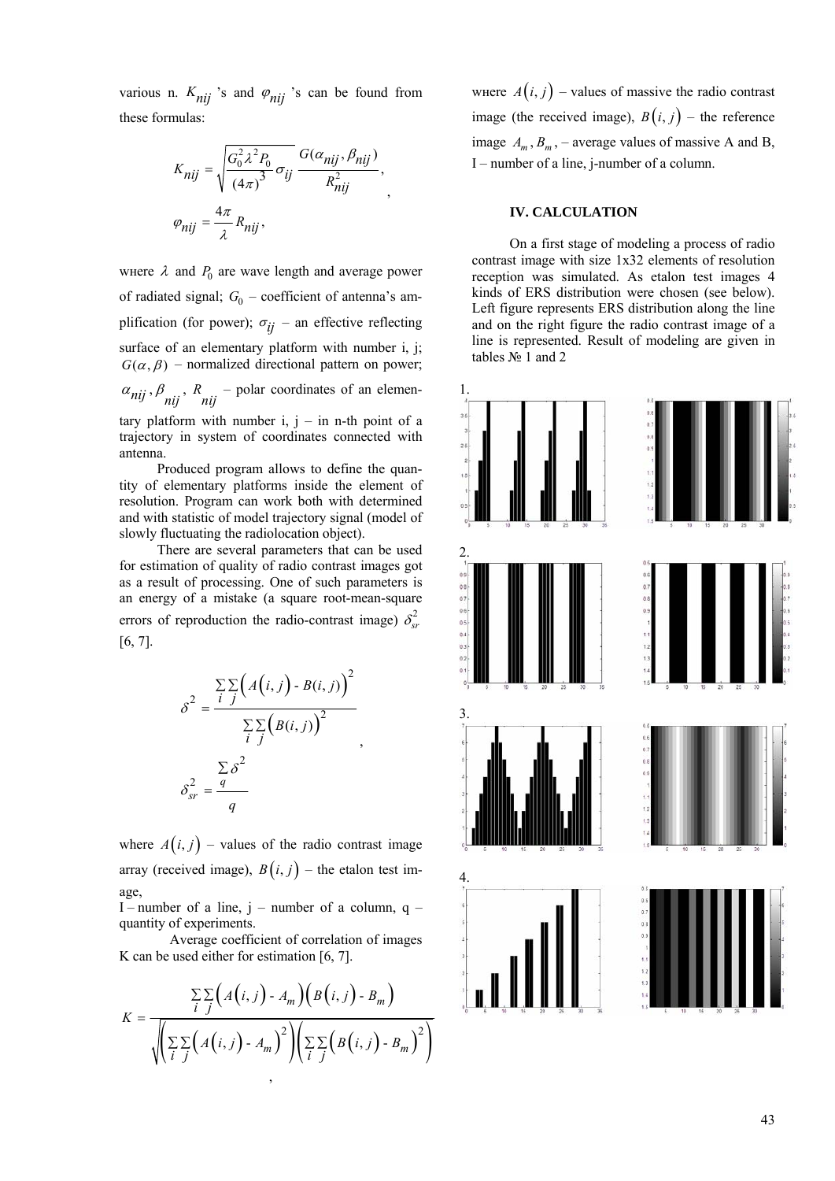various n. $K_{nij}$ 's and $\varphi_{nij}$ 's can be found from these formulas:

$$K_{nij} = \sqrt{\frac{G_0^2 \lambda^2 P_0}{(4\pi)^3} \sigma_{ij}} \frac{G(\alpha_{nij}, \beta_{nij})}{R_{nij}^2},$$

$$\varphi_{nij} = \frac{4\pi}{\lambda} R_{nij},$$

wнere $\lambda$ and $P_0$ are wave length and average power of radiated signal; $G_0$ – coefficient of antenna's amplification (for power); $\sigma_{ij}$ – an effective reflecting surface of an elementary platform with number i, j; $G(\alpha, \beta)$ – normalized directional pattern on power; $\alpha_{nij}, \beta_{nij}, R_{nij}$ – polar coordinates of an elementary platform with number i, j – in n-th point of a trajectory in system of coordinates connected with antenna.

Produced program allows to define the quantity of elementary platforms inside the element of resolution. Program can work both with determined and with statistic of model trajectory signal (model of slowly fluctuating the radiolocation object).

There are several parameters that can be used for estimation of quality of radio contrast images got as a result of processing. One of such parameters is an energy of a mistake (a square root-mean-square errors of reproduction the radio-contrast image) $\delta_{sr}^2$ [6, 7].

$$\delta^2 = \frac{\sum_i \sum_j \left( A(i,j) - B(i,j) \right)^2}{\sum_i \sum_j \left( B(i,j) \right)^2},$$

$$\delta_{sr}^2 = \frac{\sum_q \delta^2}{q}$$

where $A(i,j)$ – values of the radio contrast image array (received image), $B(i,j)$ – the etalon test image,

I – number of a line, j – number of a column, q – quantity of experiments.

Average coefficient of correlation of images K can be used either for estimation [6, 7].

$$K = \frac{\sum_i \sum_j \left( A(i,j) - A_m \right) \left( B(i,j) - B_m \right)}{\sqrt{\left( \sum_i \sum_j \left( A(i,j) - A_m \right)^2 \right) \left( \sum_i \sum_j \left( B(i,j) - B_m \right)^2 \right)}},$$

wнere $A(i,j)$ – values of massive the radio contrast image (the received image), $B(i,j)$ – the reference image $A_m, B_m$, – average values of massive A and B, I – number of a line, j-number of a column.

## IV. CALCULATION

On a first stage of modeling a process of radio contrast image with size 1x32 elements of resolution reception was simulated. As etalon test images 4 kinds of ERS distribution were chosen (see below). Left figure represents ERS distribution along the line and on the right figure the radio contrast image of a line is represented. Result of modeling are given in tables № 1 and 2

1.

2.

3.

4.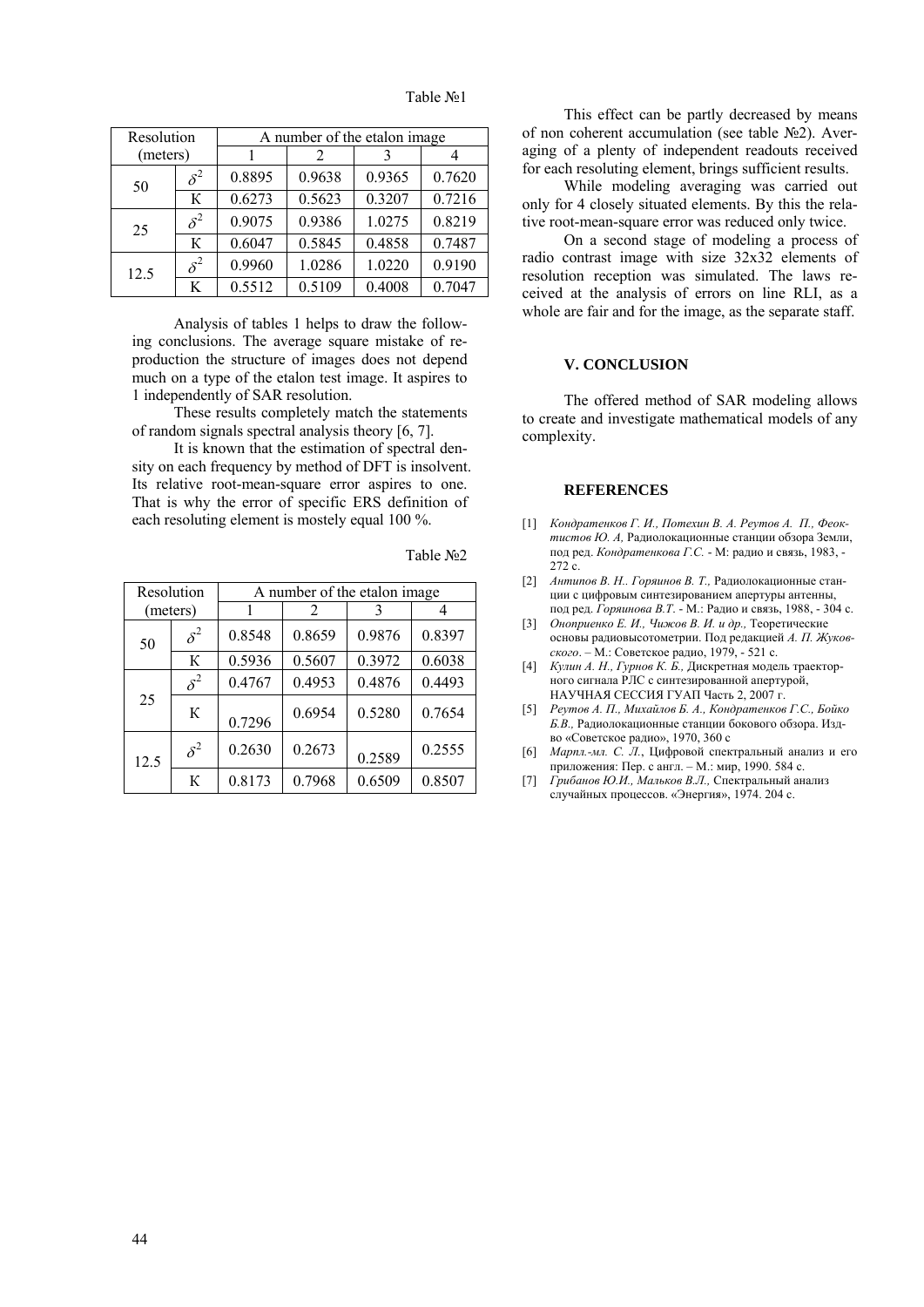Table №1

| Resolution (meters) | | A number of the etalon image | | | |
|---|---|---|---|---|---|
| | | 1 | 2 | 3 | 4 |
| 50 | $\delta^2$ | 0.8895 | 0.9638 | 0.9365 | 0.7620 |
| | K | 0.6273 | 0.5623 | 0.3207 | 0.7216 |
| 25 | $\delta^2$ | 0.9075 | 0.9386 | 1.0275 | 0.8219 |
| | K | 0.6047 | 0.5845 | 0.4858 | 0.7487 |
| 12.5 | $\delta^2$ | 0.9960 | 1.0286 | 1.0220 | 0.9190 |
| | K | 0.5512 | 0.5109 | 0.4008 | 0.7047 |

Analysis of tables 1 helps to draw the following conclusions. The average square mistake of reproduction the structure of images does not depend much on a type of the etalon test image. It aspires to 1 independently of SAR resolution.

These results completely match the statements of random signals spectral analysis theory [6, 7].

It is known that the estimation of spectral density on each frequency by method of DFT is insolvent. Its relative root-mean-square error aspires to one. That is why the error of specific ERS definition of each resoluting element is mostely equal 100 %.

Table №2

| Resolution (meters) | | A number of the etalon image | | | |
|---|---|---|---|---|---|
| | | 1 | 2 | 3 | 4 |
| 50 | $\delta^2$ | 0.8548 | 0.8659 | 0.9876 | 0.8397 |
| | K | 0.5936 | 0.5607 | 0.3972 | 0.6038 |
| 25 | $\delta^2$ | 0.4767 | 0.4953 | 0.4876 | 0.4493 |
| | K | 0.7296 | 0.6954 | 0.5280 | 0.7654 |
| 12.5 | $\delta^2$ | 0.2630 | 0.2673 | 0.2589 | 0.2555 |
| | K | 0.8173 | 0.7968 | 0.6509 | 0.8507 |

This effect can be partly decreased by means of non coherent accumulation (see table №2). Averaging of a plenty of independent readouts received for each resoluting element, brings sufficient results.

While modeling averaging was carried out only for 4 closely situated elements. By this the relative root-mean-square error was reduced only twice.

On a second stage of modeling a process of radio contrast image with size 32x32 elements of resolution reception was simulated. The laws received at the analysis of errors on line RLI, as a whole are fair and for the image, as the separate staff.

## V. CONCLUSION

The offered method of SAR modeling allows to create and investigate mathematical models of any complexity.

## REFERENCES

[1] *Кондратенков Г. И., Потехин В. А. Реутов А. П., Феоктистов Ю. А,* Радиолокационные станции обзора Земли, под ред. *Кондратенкова Г.С.* - М: радио и связь, 1983, - 272 с.

[2] *Антипов В. Н.. Горяинов В. Т.,* Радиолокационные станции с цифровым синтезированием апертуры антенны, под ред. *Горяинова В.Т.* - М.: Радио и связь, 1988, - 304 с.

[3] *Оноприенко Е. И., Чижов В. И. и др.,* Теоретические основы радиовысотометрии. Под редакцией *А. П. Жуковского*. – М.: Советское радио, 1979, - 521 с.

[4] *Кулин А. Н., Гурнов К. Б.,* Дискретная модель траекторного сигнала РЛС с синтезированной апертурой, НАУЧНАЯ СЕССИЯ ГУАП Часть 2, 2007 г.

[5] *Реутов А. П., Михайлов Б. А., Кондратенков Г.С., Бойко Б.В.,* Радиолокационные станции бокового обзора. Изд-во «Советское радио», 1970, 360 с

[6] *Марпл.-мл. С. Л.*, Цифровой спектральный анализ и его приложения: Пер. с англ. – М.: мир, 1990. 584 с.

[7] *Грибанов Ю.И., Мальков В.Л.,* Спектральный анализ случайных процессов. «Энергия», 1974. 204 с.